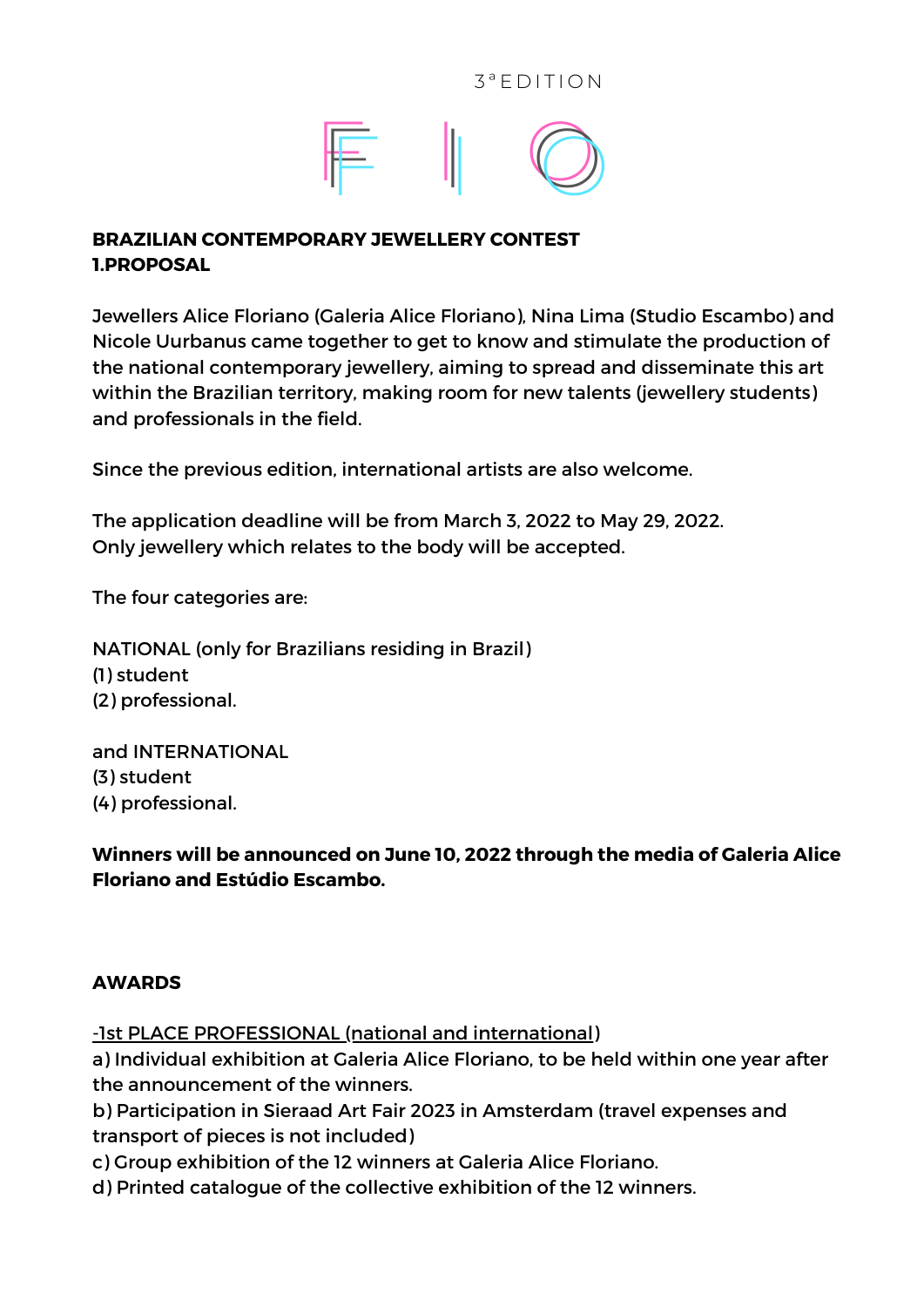3ª EDITION

FIO

**BRAZILIAN CONTEMPORARY JEWELLERY CONTEST**
**1.PROPOSAL**

Jewellers Alice Floriano (Galeria Alice Floriano), Nina Lima (Studio Escambo) and Nicole Uurbanus came together to get to know and stimulate the production of the national contemporary jewellery, aiming to spread and disseminate this art within the Brazilian territory, making room for new talents (jewellery students) and professionals in the field.

Since the previous edition, international artists are also welcome.

The application deadline will be from March 3, 2022 to May 29, 2022.
Only jewellery which relates to the body will be accepted.

The four categories are:

NATIONAL (only for Brazilians residing in Brazil)
(1) student
(2) professional.

and INTERNATIONAL
(3) student
(4) professional.

**Winners will be announced on June 10, 2022 through the media of Galeria Alice Floriano and Estúdio Escambo.**

**AWARDS**

<u>-1st PLACE PROFESSIONAL (national and international)</u>
a) Individual exhibition at Galeria Alice Floriano, to be held within one year after the announcement of the winners.
b) Participation in Sieraad Art Fair 2023 in Amsterdam (travel expenses and transport of pieces is not included)
c) Group exhibition of the 12 winners at Galeria Alice Floriano.
d) Printed catalogue of the collective exhibition of the 12 winners.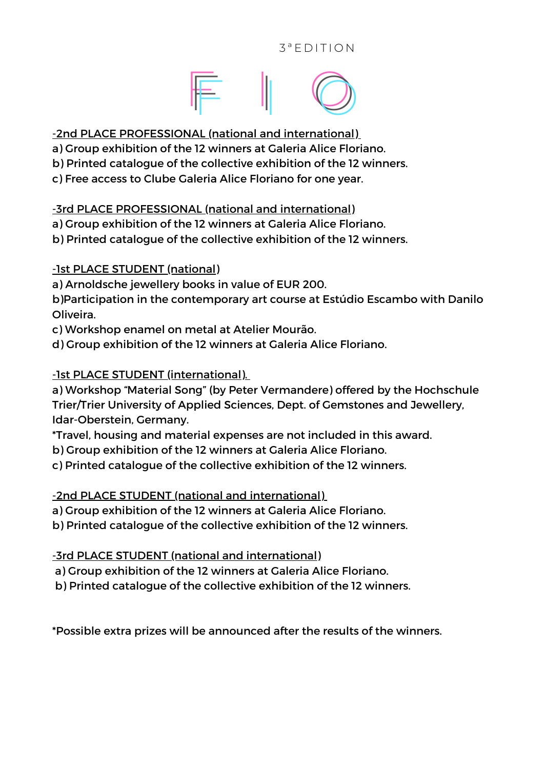-2nd PLACE PROFESSIONAL (national and international)

a) Group exhibition of the 12 winners at Galeria Alice Floriano.
b) Printed catalogue of the collective exhibition of the 12 winners.
c) Free access to Clube Galeria Alice Floriano for one year.

-3rd PLACE PROFESSIONAL (national and international)

a) Group exhibition of the 12 winners at Galeria Alice Floriano.
b) Printed catalogue of the collective exhibition of the 12 winners.

-1st PLACE STUDENT (national)

a) Arnoldsche jewellery books in value of EUR 200.
b)Participation in the contemporary art course at Estúdio Escambo with Danilo Oliveira.
c) Workshop enamel on metal at Atelier Mourão.
d) Group exhibition of the 12 winners at Galeria Alice Floriano.

-1st PLACE STUDENT (international).

a) Workshop "Material Song" (by Peter Vermandere) offered by the Hochschule Trier/Trier University of Applied Sciences, Dept. of Gemstones and Jewellery, Idar-Oberstein, Germany.
*Travel, housing and material expenses are not included in this award.
b) Group exhibition of the 12 winners at Galeria Alice Floriano.
c) Printed catalogue of the collective exhibition of the 12 winners.

-2nd PLACE STUDENT (national and international)

a) Group exhibition of the 12 winners at Galeria Alice Floriano.
b) Printed catalogue of the collective exhibition of the 12 winners.

-3rd PLACE STUDENT (national and international)

a) Group exhibition of the 12 winners at Galeria Alice Floriano.
b) Printed catalogue of the collective exhibition of the 12 winners.

*Possible extra prizes will be announced after the results of the winners.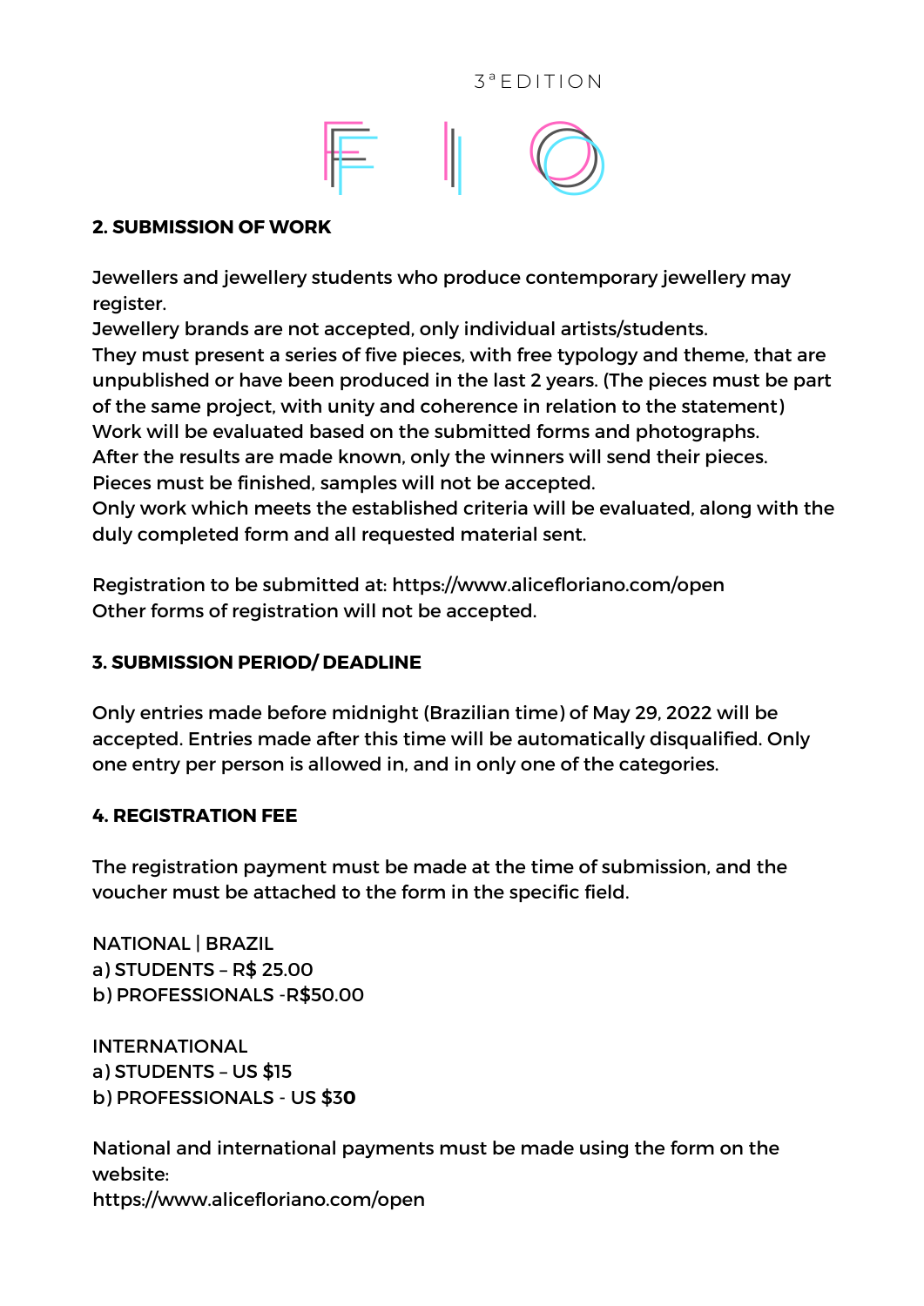3ª EDITION

FIO

## 2. SUBMISSION OF WORK

Jewellers and jewellery students who produce contemporary jewellery may register.
Jewellery brands are not accepted, only individual artists/students.
They must present a series of five pieces, with free typology and theme, that are unpublished or have been produced in the last 2 years. (The pieces must be part of the same project, with unity and coherence in relation to the statement)
Work will be evaluated based on the submitted forms and photographs.
After the results are made known, only the winners will send their pieces.
Pieces must be finished, samples will not be accepted.
Only work which meets the established criteria will be evaluated, along with the duly completed form and all requested material sent.

Registration to be submitted at: https://www.alicefloriano.com/open
Other forms of registration will not be accepted.

## 3. SUBMISSION PERIOD/ DEADLINE

Only entries made before midnight (Brazilian time) of May 29, 2022 will be accepted. Entries made after this time will be automatically disqualified. Only one entry per person is allowed in, and in only one of the categories.

## 4. REGISTRATION FEE

The registration payment must be made at the time of submission, and the voucher must be attached to the form in the specific field.

NATIONAL | BRAZIL
a) STUDENTS – R$ 25.00
b) PROFESSIONALS -R$50.00

INTERNATIONAL
a) STUDENTS – US $15
b) PROFESSIONALS - US $30

National and international payments must be made using the form on the website:
https://www.alicefloriano.com/open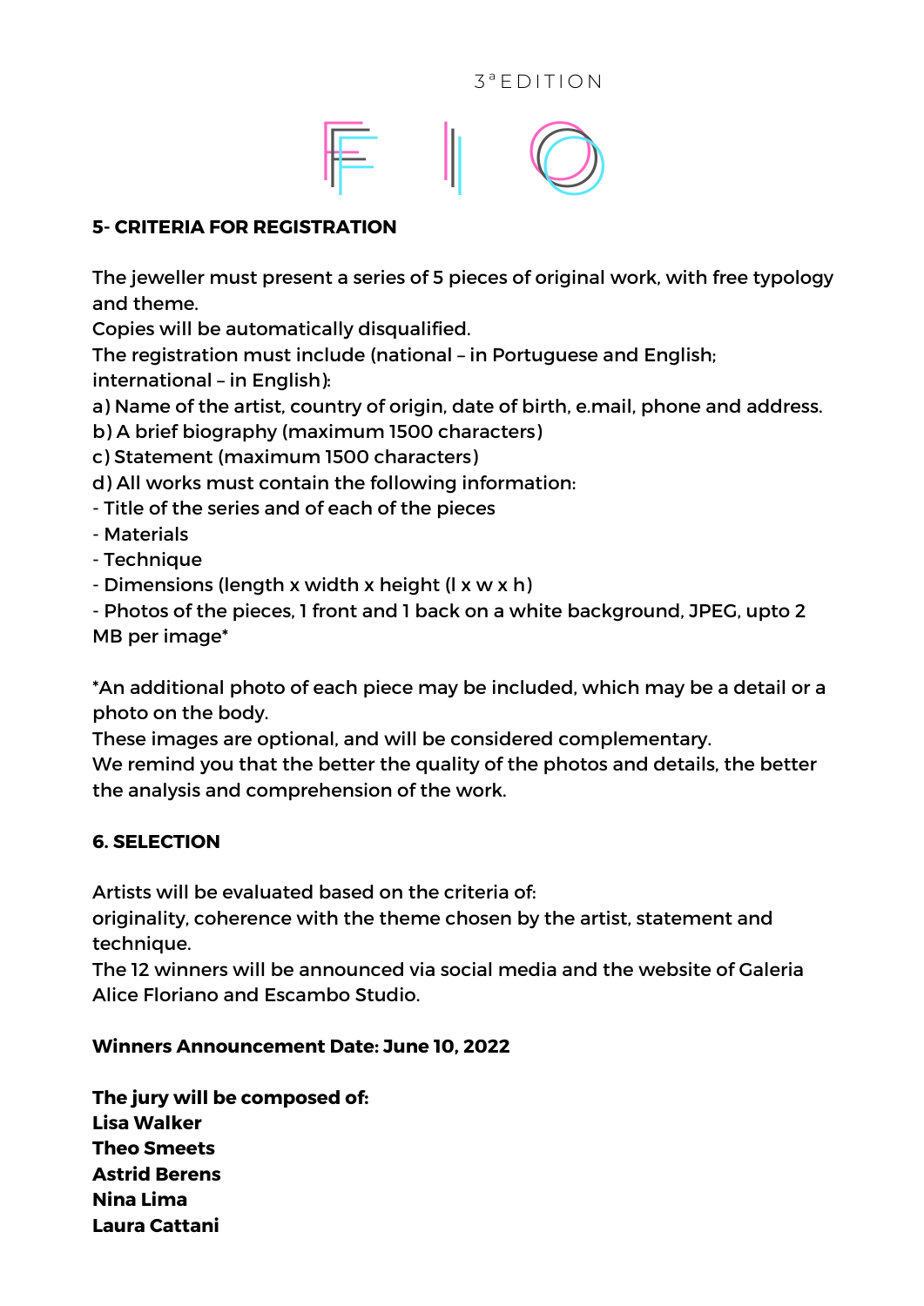## 5- CRITERIA FOR REGISTRATION

The jeweller must present a series of 5 pieces of original work, with free typology and theme.
Copies will be automatically disqualified.
The registration must include (national – in Portuguese and English; international – in English):
a) Name of the artist, country of origin, date of birth, e.mail, phone and address.
b) A brief biography (maximum 1500 characters)
c) Statement (maximum 1500 characters)
d) All works must contain the following information:
- Title of the series and of each of the pieces
- Materials
- Technique
- Dimensions (length x width x height (l x w x h)
- Photos of the pieces, 1 front and 1 back on a white background, JPEG, upto 2 MB per image*

*An additional photo of each piece may be included, which may be a detail or a photo on the body.
These images are optional, and will be considered complementary.
We remind you that the better the quality of the photos and details, the better the analysis and comprehension of the work.

## 6. SELECTION

Artists will be evaluated based on the criteria of:
originality, coherence with the theme chosen by the artist, statement and technique.
The 12 winners will be announced via social media and the website of Galeria Alice Floriano and Escambo Studio.

**Winners Announcement Date: June 10, 2022**

**The jury will be composed of:**
**Lisa Walker**
**Theo Smeets**
**Astrid Berens**
**Nina Lima**
**Laura Cattani**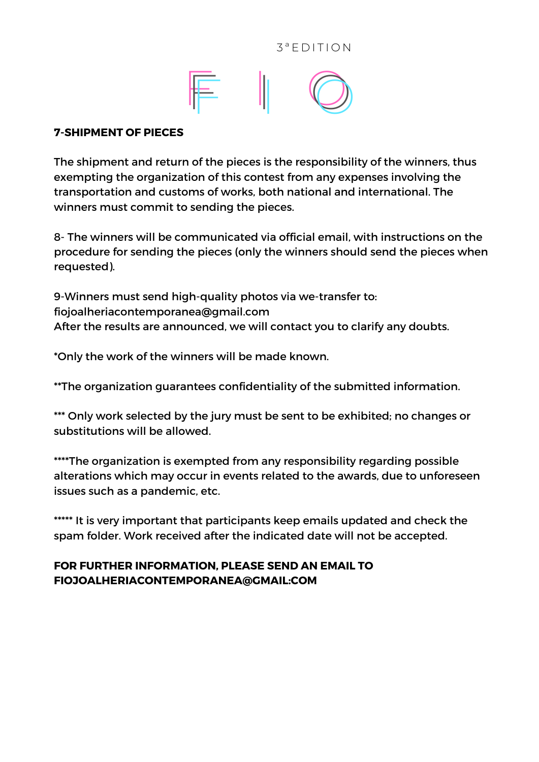3ª EDITION

FIO

**7-SHIPMENT OF PIECES**

The shipment and return of the pieces is the responsibility of the winners, thus exempting the organization of this contest from any expenses involving the transportation and customs of works, both national and international. The winners must commit to sending the pieces.

8- The winners will be communicated via official email, with instructions on the procedure for sending the pieces (only the winners should send the pieces when requested).

9-Winners must send high-quality photos via we-transfer to: fiojoalheriacontemporanea@gmail.com
After the results are announced, we will contact you to clarify any doubts.

*Only the work of the winners will be made known.

**The organization guarantees confidentiality of the submitted information.

*** Only work selected by the jury must be sent to be exhibited; no changes or substitutions will be allowed.

****The organization is exempted from any responsibility regarding possible alterations which may occur in events related to the awards, due to unforeseen issues such as a pandemic, etc.

***** It is very important that participants keep emails updated and check the spam folder. Work received after the indicated date will not be accepted.

**FOR FURTHER INFORMATION, PLEASE SEND AN EMAIL TO FIOJOALHERIACONTEMPORANEA@GMAIL:COM**